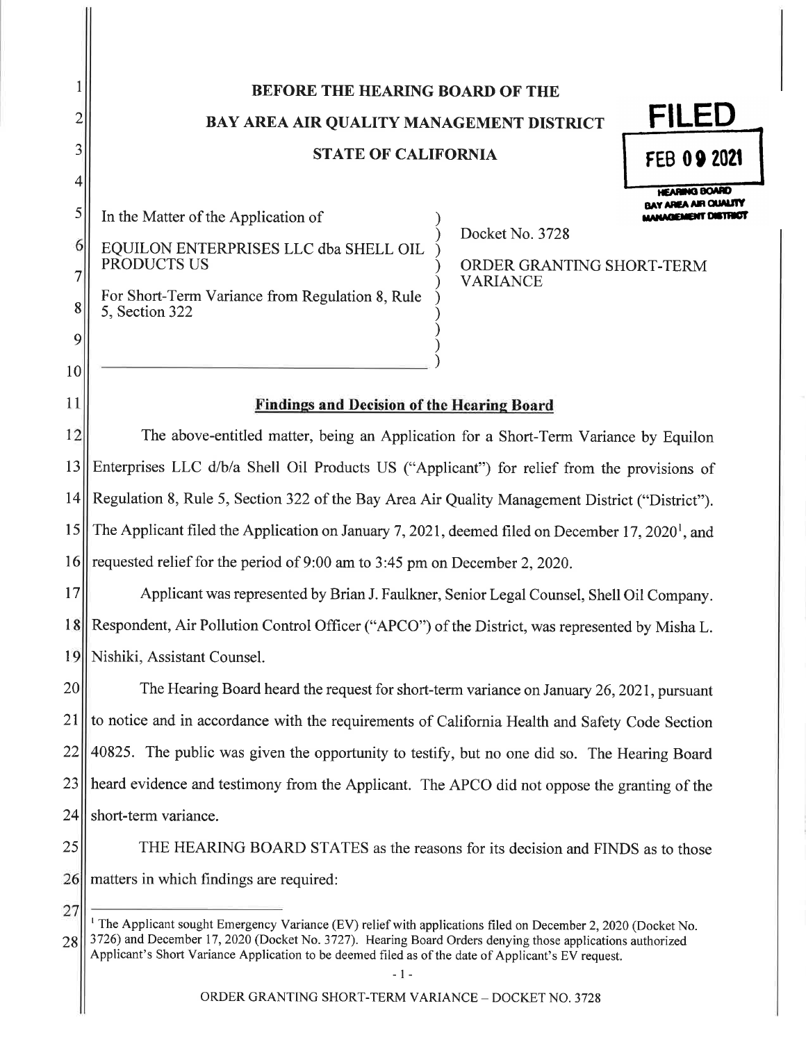**BEFORE THE HEARING BOARD OF THE**

**BAY AREA AIR QUALITY MANAGEMENT DISTRICT**

**STATE OF CALIFORNIA**

FILED
FEB 09 2021
HEARING BOARD
BAY AREA AIR QUALITY MANAGEMENT DISTRICT

In the Matter of the Application of

EQUILON ENTERPRISES LLC dba SHELL OIL PRODUCTS US

For Short-Term Variance from Regulation 8, Rule 5, Section 322

Docket No. 3728

ORDER GRANTING SHORT-TERM VARIANCE

**Findings and Decision of the Hearing Board**

The above-entitled matter, being an Application for a Short-Term Variance by Equilon Enterprises LLC d/b/a Shell Oil Products US ("Applicant") for relief from the provisions of Regulation 8, Rule 5, Section 322 of the Bay Area Air Quality Management District ("District"). The Applicant filed the Application on January 7, 2021, deemed filed on December 17, 2020[1], and requested relief for the period of 9:00 am to 3:45 pm on December 2, 2020.

Applicant was represented by Brian J. Faulkner, Senior Legal Counsel, Shell Oil Company. Respondent, Air Pollution Control Officer ("APCO") of the District, was represented by Misha L. Nishiki, Assistant Counsel.

The Hearing Board heard the request for short-term variance on January 26, 2021, pursuant to notice and in accordance with the requirements of California Health and Safety Code Section 40825. The public was given the opportunity to testify, but no one did so. The Hearing Board heard evidence and testimony from the Applicant. The APCO did not oppose the granting of the short-term variance.

THE HEARING BOARD STATES as the reasons for its decision and FINDS as to those matters in which findings are required:

---

[1] The Applicant sought Emergency Variance (EV) relief with applications filed on December 2, 2020 (Docket No. 3726) and December 17, 2020 (Docket No. 3727). Hearing Board Orders denying those applications authorized Applicant's Short Variance Application to be deemed filed as of the date of Applicant's EV request.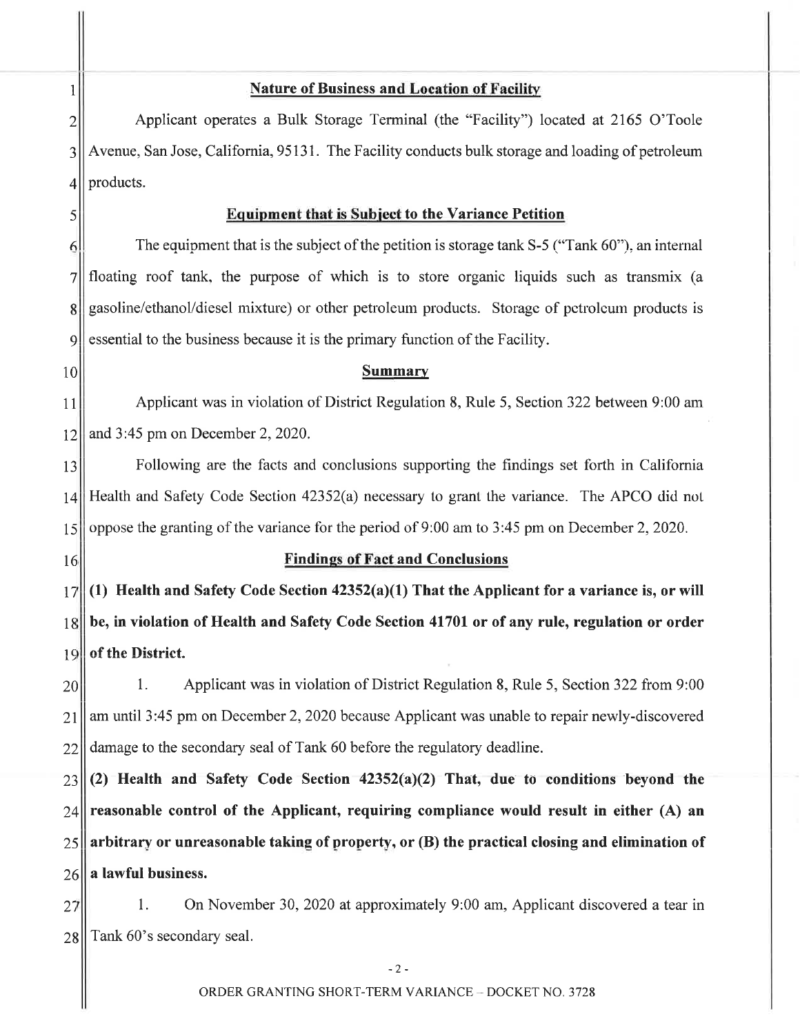## Nature of Business and Location of Facility

Applicant operates a Bulk Storage Terminal (the "Facility") located at 2165 O'Toole Avenue, San Jose, California, 95131. The Facility conducts bulk storage and loading of petroleum products.

## Equipment that is Subject to the Variance Petition

The equipment that is the subject of the petition is storage tank S-5 ("Tank 60"), an internal floating roof tank, the purpose of which is to store organic liquids such as transmix (a gasoline/ethanol/diesel mixture) or other petroleum products. Storage of petroleum products is essential to the business because it is the primary function of the Facility.

## Summary

Applicant was in violation of District Regulation 8, Rule 5, Section 322 between 9:00 am and 3:45 pm on December 2, 2020.

Following are the facts and conclusions supporting the findings set forth in California Health and Safety Code Section 42352(a) necessary to grant the variance. The APCO did not oppose the granting of the variance for the period of 9:00 am to 3:45 pm on December 2, 2020.

## Findings of Fact and Conclusions

**(1) Health and Safety Code Section 42352(a)(1) That the Applicant for a variance is, or will be, in violation of Health and Safety Code Section 41701 or of any rule, regulation or order of the District.**

1. Applicant was in violation of District Regulation 8, Rule 5, Section 322 from 9:00 am until 3:45 pm on December 2, 2020 because Applicant was unable to repair newly-discovered damage to the secondary seal of Tank 60 before the regulatory deadline.

**(2) Health and Safety Code Section 42352(a)(2) That, due to conditions beyond the reasonable control of the Applicant, requiring compliance would result in either (A) an arbitrary or unreasonable taking of property, or (B) the practical closing and elimination of a lawful business.**

1. On November 30, 2020 at approximately 9:00 am, Applicant discovered a tear in Tank 60's secondary seal.

ORDER GRANTING SHORT-TERM VARIANCE – DOCKET NO. 3728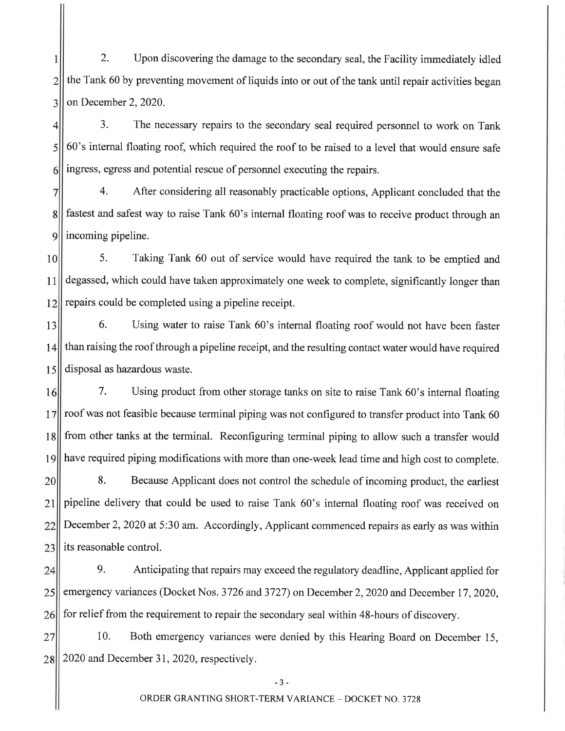2. Upon discovering the damage to the secondary seal, the Facility immediately idled the Tank 60 by preventing movement of liquids into or out of the tank until repair activities began on December 2, 2020.

3. The necessary repairs to the secondary seal required personnel to work on Tank 60's internal floating roof, which required the roof to be raised to a level that would ensure safe ingress, egress and potential rescue of personnel executing the repairs.

4. After considering all reasonably practicable options, Applicant concluded that the fastest and safest way to raise Tank 60's internal floating roof was to receive product through an incoming pipeline.

5. Taking Tank 60 out of service would have required the tank to be emptied and degassed, which could have taken approximately one week to complete, significantly longer than repairs could be completed using a pipeline receipt.

6. Using water to raise Tank 60's internal floating roof would not have been faster than raising the roof through a pipeline receipt, and the resulting contact water would have required disposal as hazardous waste.

7. Using product from other storage tanks on site to raise Tank 60's internal floating roof was not feasible because terminal piping was not configured to transfer product into Tank 60 from other tanks at the terminal. Reconfiguring terminal piping to allow such a transfer would have required piping modifications with more than one-week lead time and high cost to complete.

8. Because Applicant does not control the schedule of incoming product, the earliest pipeline delivery that could be used to raise Tank 60's internal floating roof was received on December 2, 2020 at 5:30 am. Accordingly, Applicant commenced repairs as early as was within its reasonable control.

9. Anticipating that repairs may exceed the regulatory deadline, Applicant applied for emergency variances (Docket Nos. 3726 and 3727) on December 2, 2020 and December 17, 2020, for relief from the requirement to repair the secondary seal within 48-hours of discovery.

10. Both emergency variances were denied by this Hearing Board on December 15, 2020 and December 31, 2020, respectively.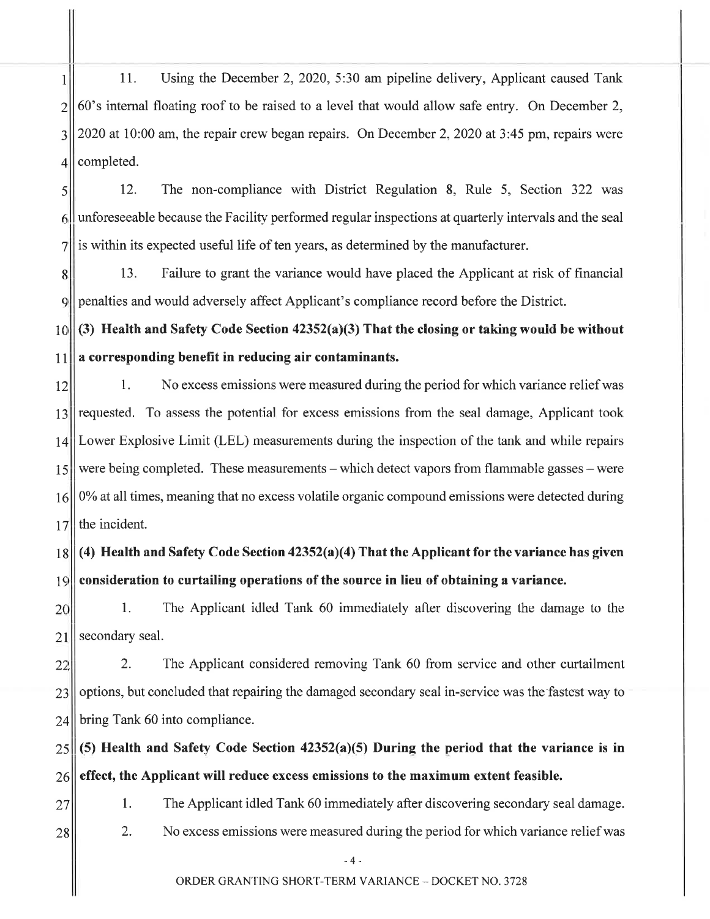11. Using the December 2, 2020, 5:30 am pipeline delivery, Applicant caused Tank 60's internal floating roof to be raised to a level that would allow safe entry. On December 2, 2020 at 10:00 am, the repair crew began repairs. On December 2, 2020 at 3:45 pm, repairs were completed.

12. The non-compliance with District Regulation 8, Rule 5, Section 322 was unforeseeable because the Facility performed regular inspections at quarterly intervals and the seal is within its expected useful life of ten years, as determined by the manufacturer.

13. Failure to grant the variance would have placed the Applicant at risk of financial penalties and would adversely affect Applicant's compliance record before the District.

**(3) Health and Safety Code Section 42352(a)(3) That the closing or taking would be without a corresponding benefit in reducing air contaminants.**

1. No excess emissions were measured during the period for which variance relief was requested. To assess the potential for excess emissions from the seal damage, Applicant took Lower Explosive Limit (LEL) measurements during the inspection of the tank and while repairs were being completed. These measurements – which detect vapors from flammable gasses – were 0% at all times, meaning that no excess volatile organic compound emissions were detected during the incident.

**(4) Health and Safety Code Section 42352(a)(4) That the Applicant for the variance has given consideration to curtailing operations of the source in lieu of obtaining a variance.**

1. The Applicant idled Tank 60 immediately after discovering the damage to the secondary seal.

2. The Applicant considered removing Tank 60 from service and other curtailment options, but concluded that repairing the damaged secondary seal in-service was the fastest way to bring Tank 60 into compliance.

**(5) Health and Safety Code Section 42352(a)(5) During the period that the variance is in effect, the Applicant will reduce excess emissions to the maximum extent feasible.**

1. The Applicant idled Tank 60 immediately after discovering secondary seal damage.

2. No excess emissions were measured during the period for which variance relief was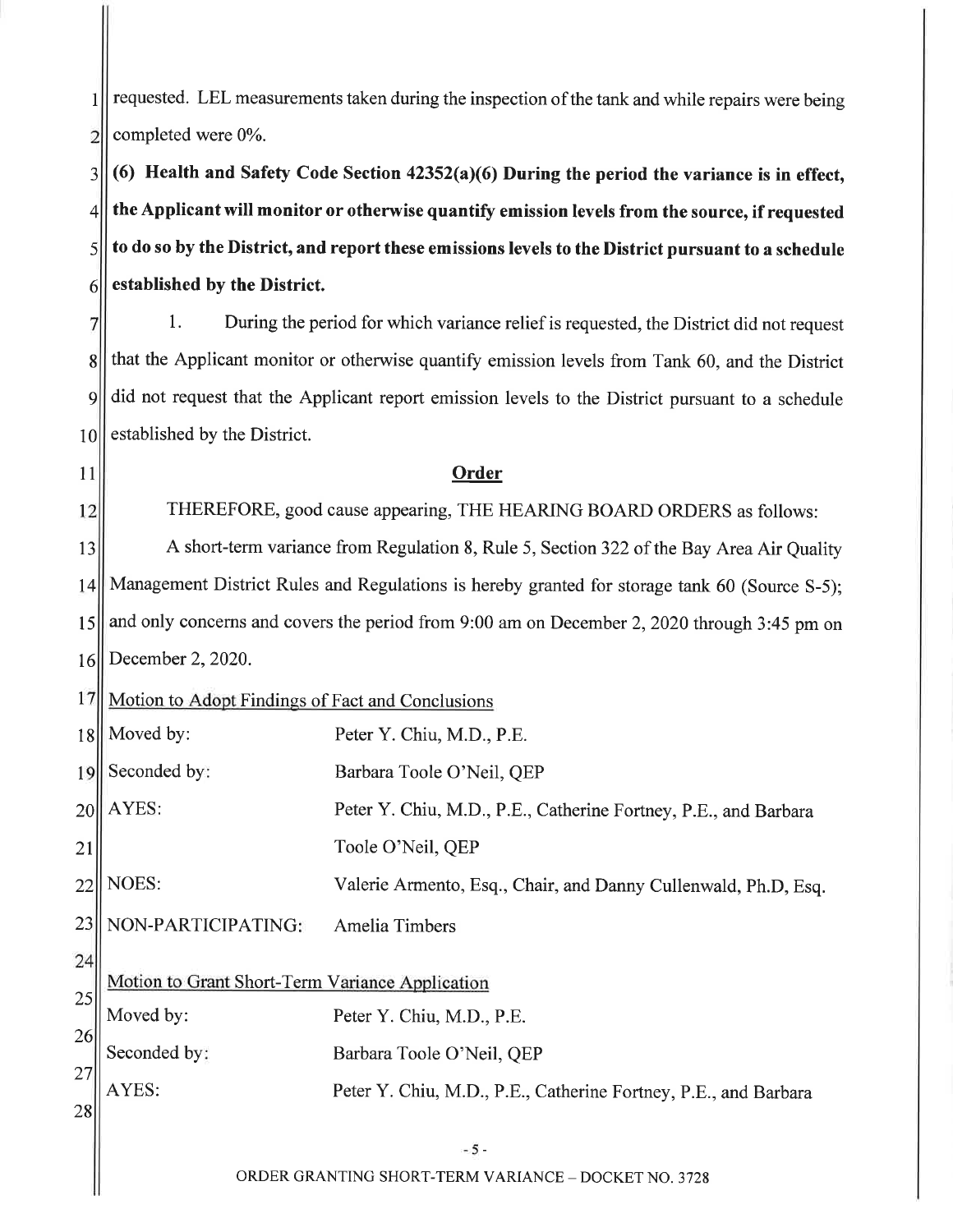requested. LEL measurements taken during the inspection of the tank and while repairs were being completed were 0%.

**(6) Health and Safety Code Section 42352(a)(6) During the period the variance is in effect, the Applicant will monitor or otherwise quantify emission levels from the source, if requested to do so by the District, and report these emissions levels to the District pursuant to a schedule established by the District.**

1. During the period for which variance relief is requested, the District did not request that the Applicant monitor or otherwise quantify emission levels from Tank 60, and the District did not request that the Applicant report emission levels to the District pursuant to a schedule established by the District.

## Order

THEREFORE, good cause appearing, THE HEARING BOARD ORDERS as follows:

A short-term variance from Regulation 8, Rule 5, Section 322 of the Bay Area Air Quality Management District Rules and Regulations is hereby granted for storage tank 60 (Source S-5); and only concerns and covers the period from 9:00 am on December 2, 2020 through 3:45 pm on December 2, 2020.

Motion to Adopt Findings of Fact and Conclusions

| | |
|---|---|
| Moved by: | Peter Y. Chiu, M.D., P.E. |
| Seconded by: | Barbara Toole O'Neil, QEP |
| AYES: | Peter Y. Chiu, M.D., P.E., Catherine Fortney, P.E., and Barbara Toole O'Neil, QEP |
| NOES: | Valerie Armento, Esq., Chair, and Danny Cullenwald, Ph.D, Esq. |
| NON-PARTICIPATING: | Amelia Timbers |

Motion to Grant Short-Term Variance Application

| | |
|---|---|
| Moved by: | Peter Y. Chiu, M.D., P.E. |
| Seconded by: | Barbara Toole O'Neil, QEP |
| AYES: | Peter Y. Chiu, M.D., P.E., Catherine Fortney, P.E., and Barbara |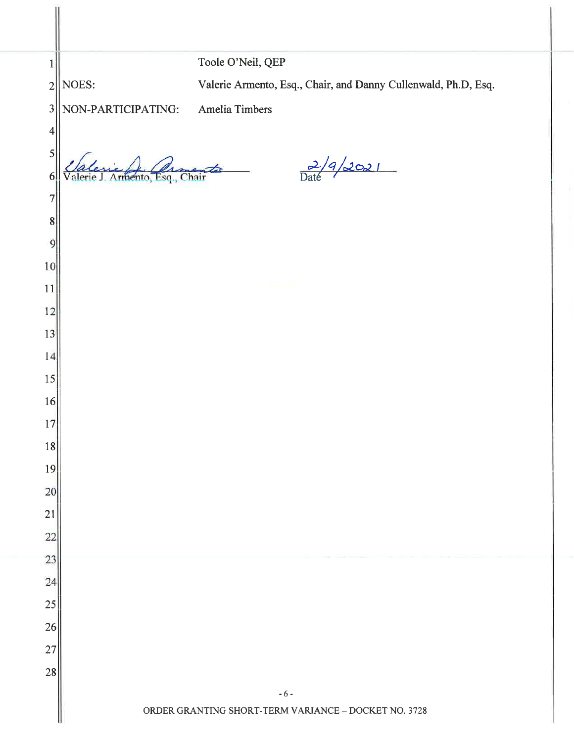| | |
|---|---|
| | Toole O'Neil, QEP |
| NOES: | Valerie Armento, Esq., Chair, and Danny Cullenwald, Ph.D, Esq. |
| NON-PARTICIPATING: | Amelia Timbers |

Valerie J. Armento, Esq., Chair — 2/9/2021 (Date)

ORDER GRANTING SHORT-TERM VARIANCE – DOCKET NO. 3728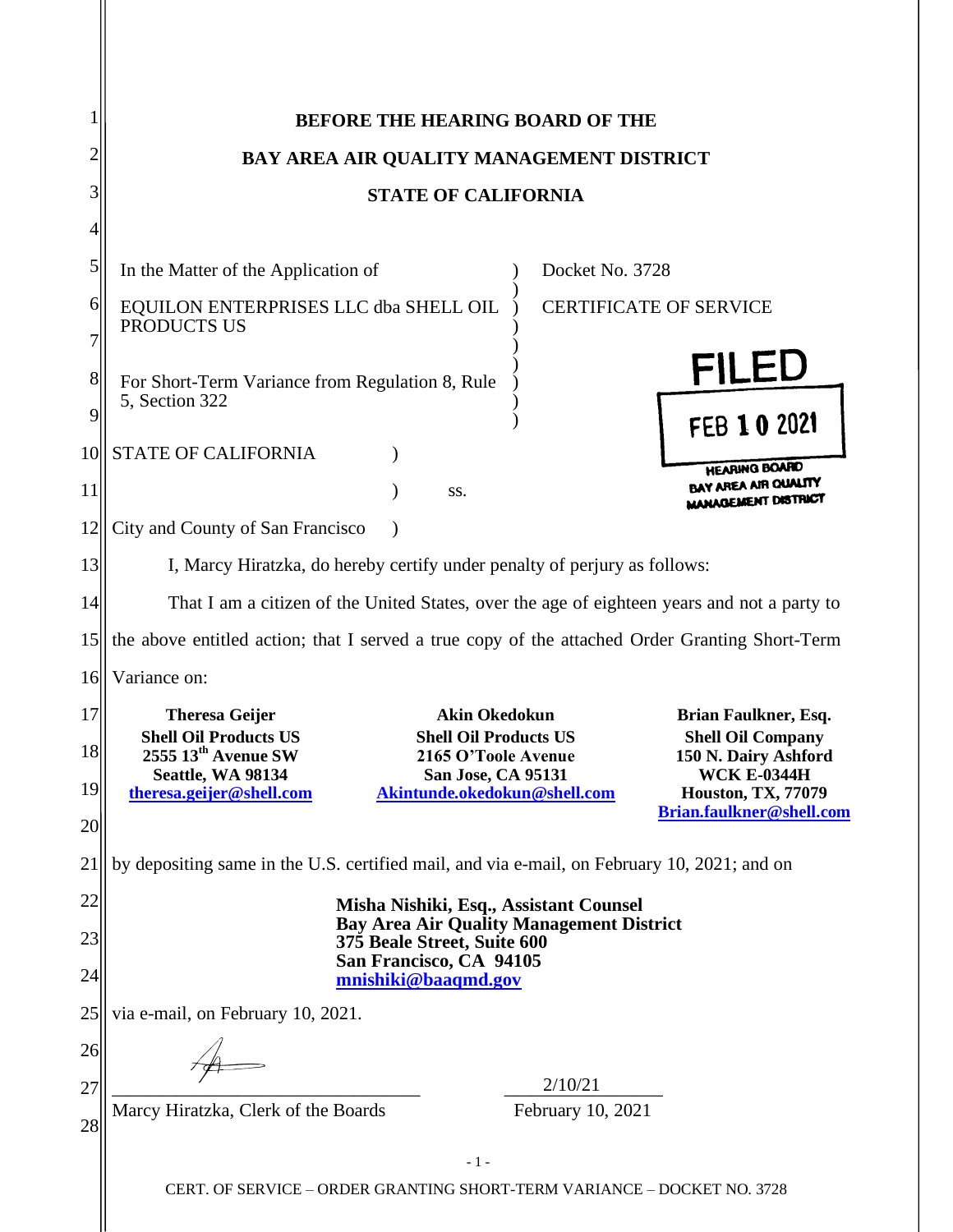**BEFORE THE HEARING BOARD OF THE**

**BAY AREA AIR QUALITY MANAGEMENT DISTRICT**

**STATE OF CALIFORNIA**

| | |
|---|---|
| In the Matter of the Application of<br><br>EQUILON ENTERPRISES LLC dba SHELL OIL PRODUCTS US<br><br>For Short-Term Variance from Regulation 8, Rule 5, Section 322 | Docket No. 3728<br><br>CERTIFICATE OF SERVICE |

FILED
FEB 10 2021
HEARING BOARD
BAY AREA AIR QUALITY MANAGEMENT DISTRICT

STATE OF CALIFORNIA )
) ss.
City and County of San Francisco )

I, Marcy Hiratzka, do hereby certify under penalty of perjury as follows:

That I am a citizen of the United States, over the age of eighteen years and not a party to the above entitled action; that I served a true copy of the attached Order Granting Short-Term Variance on:

| | | |
|---|---|---|
| **Theresa Geijer**<br>**Shell Oil Products US**<br>**2555 13th Avenue SW**<br>**Seattle, WA 98134**<br>**theresa.geijer@shell.com** | **Akin Okedokun**<br>**Shell Oil Products US**<br>**2165 O'Toole Avenue**<br>**San Jose, CA 95131**<br>**Akintunde.okedokun@shell.com** | **Brian Faulkner, Esq.**<br>**Shell Oil Company**<br>**150 N. Dairy Ashford**<br>**WCK E-0344H**<br>**Houston, TX, 77079**<br>**Brian.faulkner@shell.com** |

by depositing same in the U.S. certified mail, and via e-mail, on February 10, 2021; and on

**Misha Nishiki, Esq., Assistant Counsel**
**Bay Area Air Quality Management District**
**375 Beale Street, Suite 600**
**San Francisco, CA 94105**
**mnishiki@baaqmd.gov**

via e-mail, on February 10, 2021.

Marcy Hiratzka, Clerk of the Boards

2/10/21
February 10, 2021

CERT. OF SERVICE – ORDER GRANTING SHORT-TERM VARIANCE – DOCKET NO. 3728